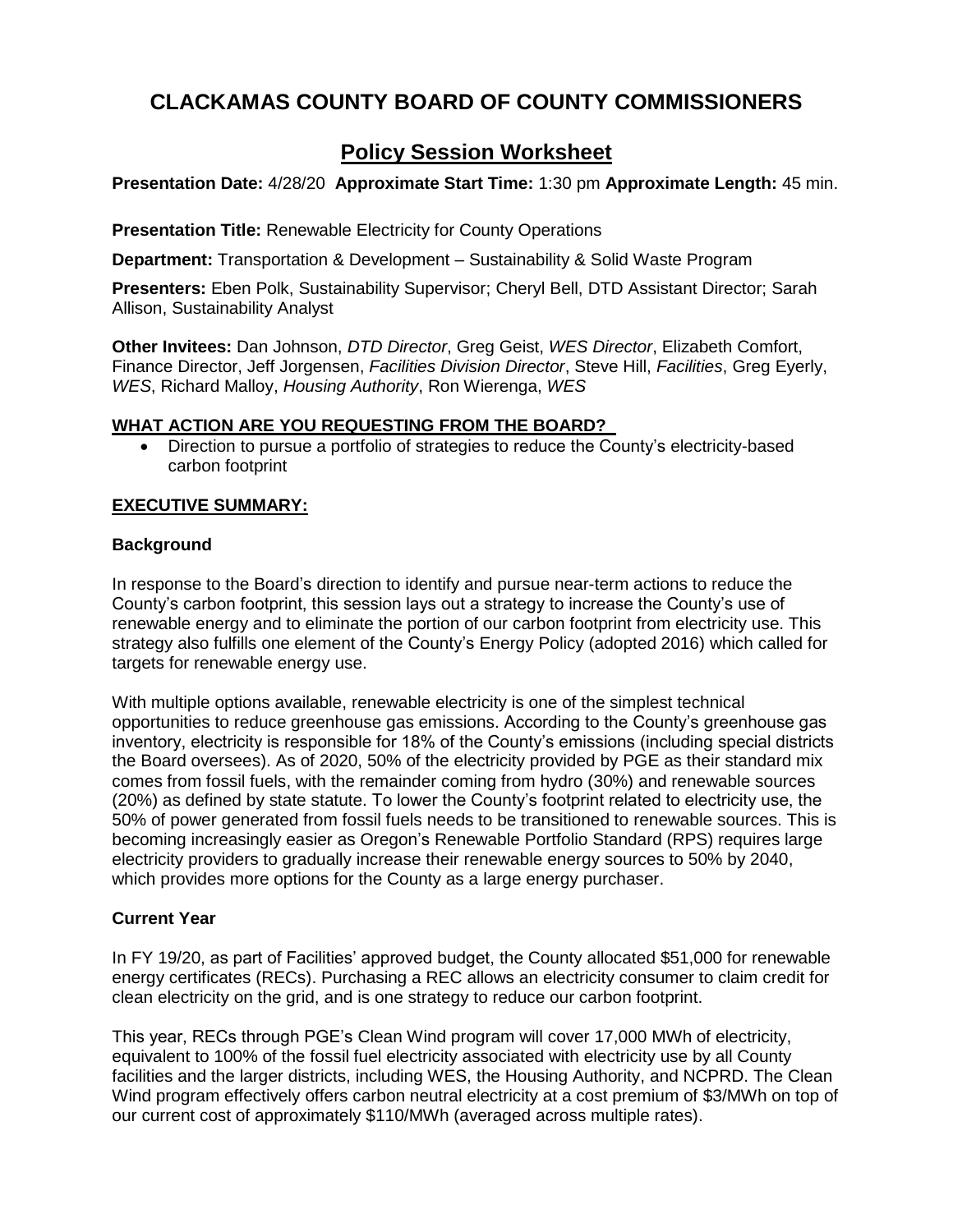# CLACKAMAS COUNTY BOARD OF COUNTY COMMISSIONERS

## Policy Session Worksheet

**Presentation Date:** 4/28/20 **Approximate Start Time:** 1:30 pm **Approximate Length:** 45 min.

**Presentation Title:** Renewable Electricity for County Operations

**Department:** Transportation & Development – Sustainability & Solid Waste Program

**Presenters:** Eben Polk, Sustainability Supervisor; Cheryl Bell, DTD Assistant Director; Sarah Allison, Sustainability Analyst

**Other Invitees:** Dan Johnson, *DTD Director*, Greg Geist, *WES Director*, Elizabeth Comfort, Finance Director, Jeff Jorgensen, *Facilities Division Director*, Steve Hill, *Facilities*, Greg Eyerly, *WES*, Richard Malloy, *Housing Authority*, Ron Wierenga, *WES*

**WHAT ACTION ARE YOU REQUESTING FROM THE BOARD?**

- Direction to pursue a portfolio of strategies to reduce the County's electricity-based carbon footprint

**EXECUTIVE SUMMARY:**

### Background

In response to the Board's direction to identify and pursue near-term actions to reduce the County's carbon footprint, this session lays out a strategy to increase the County's use of renewable energy and to eliminate the portion of our carbon footprint from electricity use. This strategy also fulfills one element of the County's Energy Policy (adopted 2016) which called for targets for renewable energy use.

With multiple options available, renewable electricity is one of the simplest technical opportunities to reduce greenhouse gas emissions. According to the County's greenhouse gas inventory, electricity is responsible for 18% of the County's emissions (including special districts the Board oversees). As of 2020, 50% of the electricity provided by PGE as their standard mix comes from fossil fuels, with the remainder coming from hydro (30%) and renewable sources (20%) as defined by state statute. To lower the County's footprint related to electricity use, the 50% of power generated from fossil fuels needs to be transitioned to renewable sources. This is becoming increasingly easier as Oregon's Renewable Portfolio Standard (RPS) requires large electricity providers to gradually increase their renewable energy sources to 50% by 2040, which provides more options for the County as a large energy purchaser.

### Current Year

In FY 19/20, as part of Facilities' approved budget, the County allocated $51,000 for renewable energy certificates (RECs). Purchasing a REC allows an electricity consumer to claim credit for clean electricity on the grid, and is one strategy to reduce our carbon footprint.

This year, RECs through PGE's Clean Wind program will cover 17,000 MWh of electricity, equivalent to 100% of the fossil fuel electricity associated with electricity use by all County facilities and the larger districts, including WES, the Housing Authority, and NCPRD. The Clean Wind program effectively offers carbon neutral electricity at a cost premium of $3/MWh on top of our current cost of approximately $110/MWh (averaged across multiple rates).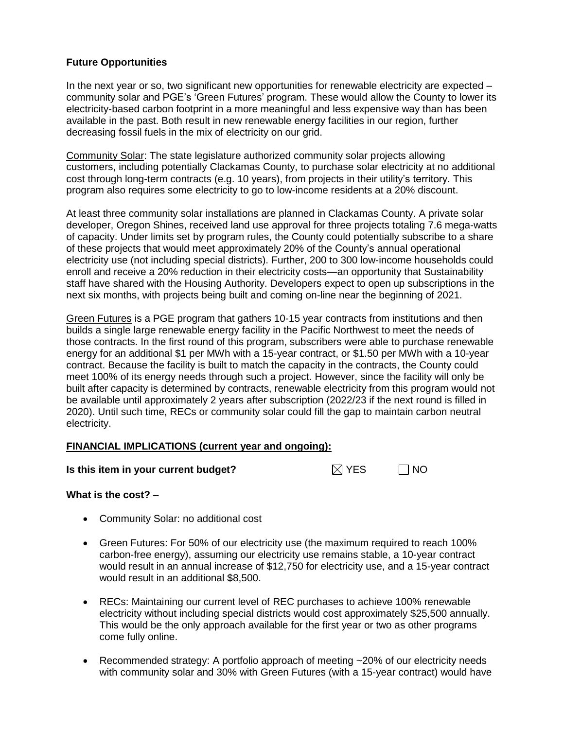**Future Opportunities**

In the next year or so, two significant new opportunities for renewable electricity are expected – community solar and PGE's 'Green Futures' program. These would allow the County to lower its electricity-based carbon footprint in a more meaningful and less expensive way than has been available in the past. Both result in new renewable energy facilities in our region, further decreasing fossil fuels in the mix of electricity on our grid.

Community Solar: The state legislature authorized community solar projects allowing customers, including potentially Clackamas County, to purchase solar electricity at no additional cost through long-term contracts (e.g. 10 years), from projects in their utility's territory. This program also requires some electricity to go to low-income residents at a 20% discount.

At least three community solar installations are planned in Clackamas County. A private solar developer, Oregon Shines, received land use approval for three projects totaling 7.6 mega-watts of capacity. Under limits set by program rules, the County could potentially subscribe to a share of these projects that would meet approximately 20% of the County's annual operational electricity use (not including special districts). Further, 200 to 300 low-income households could enroll and receive a 20% reduction in their electricity costs—an opportunity that Sustainability staff have shared with the Housing Authority. Developers expect to open up subscriptions in the next six months, with projects being built and coming on-line near the beginning of 2021.

Green Futures is a PGE program that gathers 10-15 year contracts from institutions and then builds a single large renewable energy facility in the Pacific Northwest to meet the needs of those contracts. In the first round of this program, subscribers were able to purchase renewable energy for an additional $1 per MWh with a 15-year contract, or $1.50 per MWh with a 10-year contract. Because the facility is built to match the capacity in the contracts, the County could meet 100% of its energy needs through such a project. However, since the facility will only be built after capacity is determined by contracts, renewable electricity from this program would not be available until approximately 2 years after subscription (2022/23 if the next round is filled in 2020). Until such time, RECs or community solar could fill the gap to maintain carbon neutral electricity.

**FINANCIAL IMPLICATIONS (current year and ongoing):**

**Is this item in your current budget?** ☒ YES ☐ NO

**What is the cost?** –

- Community Solar: no additional cost

- Green Futures: For 50% of our electricity use (the maximum required to reach 100% carbon-free energy), assuming our electricity use remains stable, a 10-year contract would result in an annual increase of $12,750 for electricity use, and a 15-year contract would result in an additional $8,500.

- RECs: Maintaining our current level of REC purchases to achieve 100% renewable electricity without including special districts would cost approximately $25,500 annually. This would be the only approach available for the first year or two as other programs come fully online.

- Recommended strategy: A portfolio approach of meeting ~20% of our electricity needs with community solar and 30% with Green Futures (with a 15-year contract) would have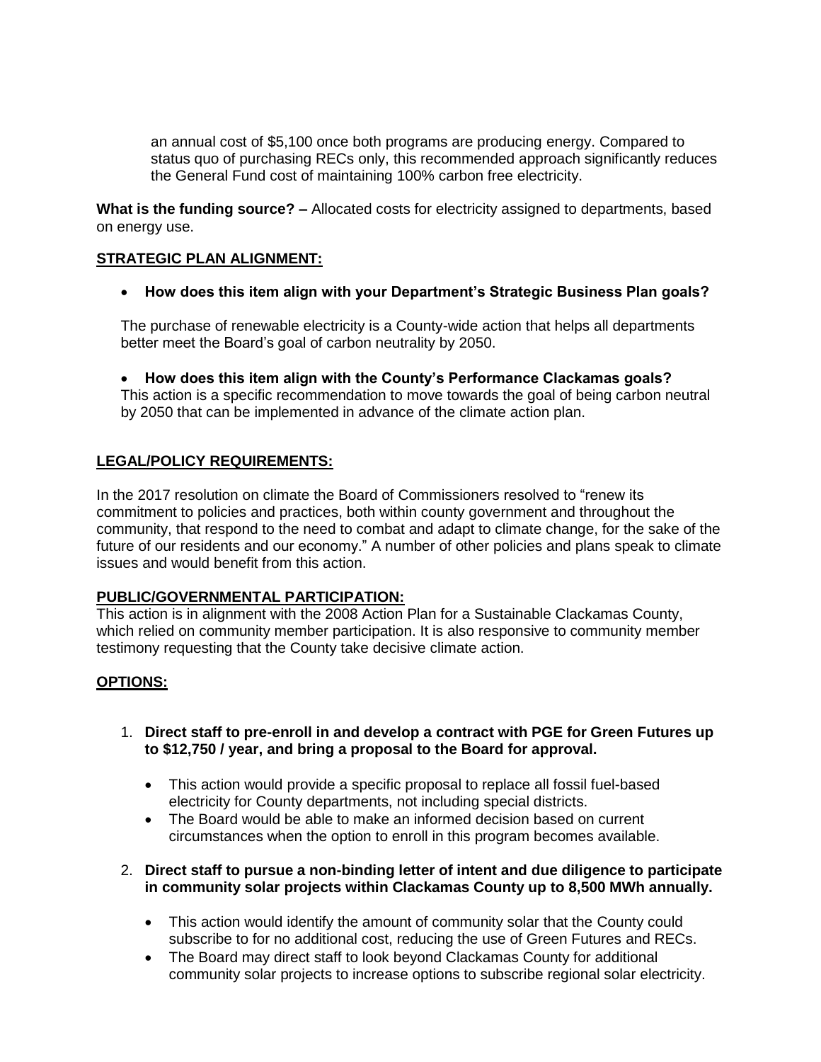an annual cost of $5,100 once both programs are producing energy. Compared to status quo of purchasing RECs only, this recommended approach significantly reduces the General Fund cost of maintaining 100% carbon free electricity.

**What is the funding source? –** Allocated costs for electricity assigned to departments, based on energy use.

## STRATEGIC PLAN ALIGNMENT:

- **How does this item align with your Department's Strategic Business Plan goals?**

  The purchase of renewable electricity is a County-wide action that helps all departments better meet the Board's goal of carbon neutrality by 2050.

- **How does this item align with the County's Performance Clackamas goals?**
  This action is a specific recommendation to move towards the goal of being carbon neutral by 2050 that can be implemented in advance of the climate action plan.

## LEGAL/POLICY REQUIREMENTS:

In the 2017 resolution on climate the Board of Commissioners resolved to "renew its commitment to policies and practices, both within county government and throughout the community, that respond to the need to combat and adapt to climate change, for the sake of the future of our residents and our economy." A number of other policies and plans speak to climate issues and would benefit from this action.

## PUBLIC/GOVERNMENTAL PARTICIPATION:

This action is in alignment with the 2008 Action Plan for a Sustainable Clackamas County, which relied on community member participation. It is also responsive to community member testimony requesting that the County take decisive climate action.

## OPTIONS:

1. **Direct staff to pre-enroll in and develop a contract with PGE for Green Futures up to $12,750 / year, and bring a proposal to the Board for approval.**

   - This action would provide a specific proposal to replace all fossil fuel-based electricity for County departments, not including special districts.
   - The Board would be able to make an informed decision based on current circumstances when the option to enroll in this program becomes available.

2. **Direct staff to pursue a non-binding letter of intent and due diligence to participate in community solar projects within Clackamas County up to 8,500 MWh annually.**

   - This action would identify the amount of community solar that the County could subscribe to for no additional cost, reducing the use of Green Futures and RECs.
   - The Board may direct staff to look beyond Clackamas County for additional community solar projects to increase options to subscribe regional solar electricity.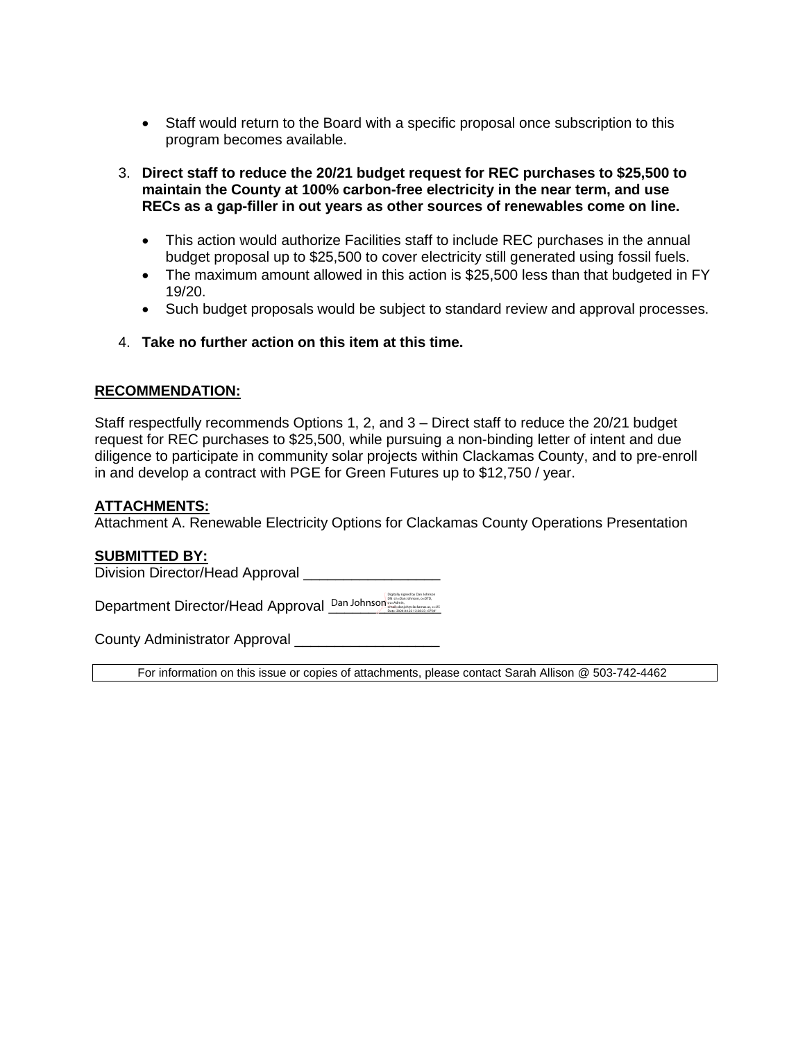- Staff would return to the Board with a specific proposal once subscription to this program becomes available.

3. **Direct staff to reduce the 20/21 budget request for REC purchases to $25,500 to maintain the County at 100% carbon-free electricity in the near term, and use RECs as a gap-filler in out years as other sources of renewables come on line.**

   - This action would authorize Facilities staff to include REC purchases in the annual budget proposal up to $25,500 to cover electricity still generated using fossil fuels.
   - The maximum amount allowed in this action is $25,500 less than that budgeted in FY 19/20.
   - Such budget proposals would be subject to standard review and approval processes.

4. **Take no further action on this item at this time.**

## RECOMMENDATION:

Staff respectfully recommends Options 1, 2, and 3 – Direct staff to reduce the 20/21 budget request for REC purchases to $25,500, while pursuing a non-binding letter of intent and due diligence to participate in community solar projects within Clackamas County, and to pre-enroll in and develop a contract with PGE for Green Futures up to $12,750 / year.

## ATTACHMENTS:

Attachment A. Renewable Electricity Options for Clackamas County Operations Presentation

## SUBMITTED BY:

Division Director/Head Approval _________________

Department Director/Head Approval Dan Johnson (Digitally signed by Dan Johnson; Date: 2020.04.22 12:28:23 -07'00')

County Administrator Approval __________________

For information on this issue or copies of attachments, please contact Sarah Allison @ 503-742-4462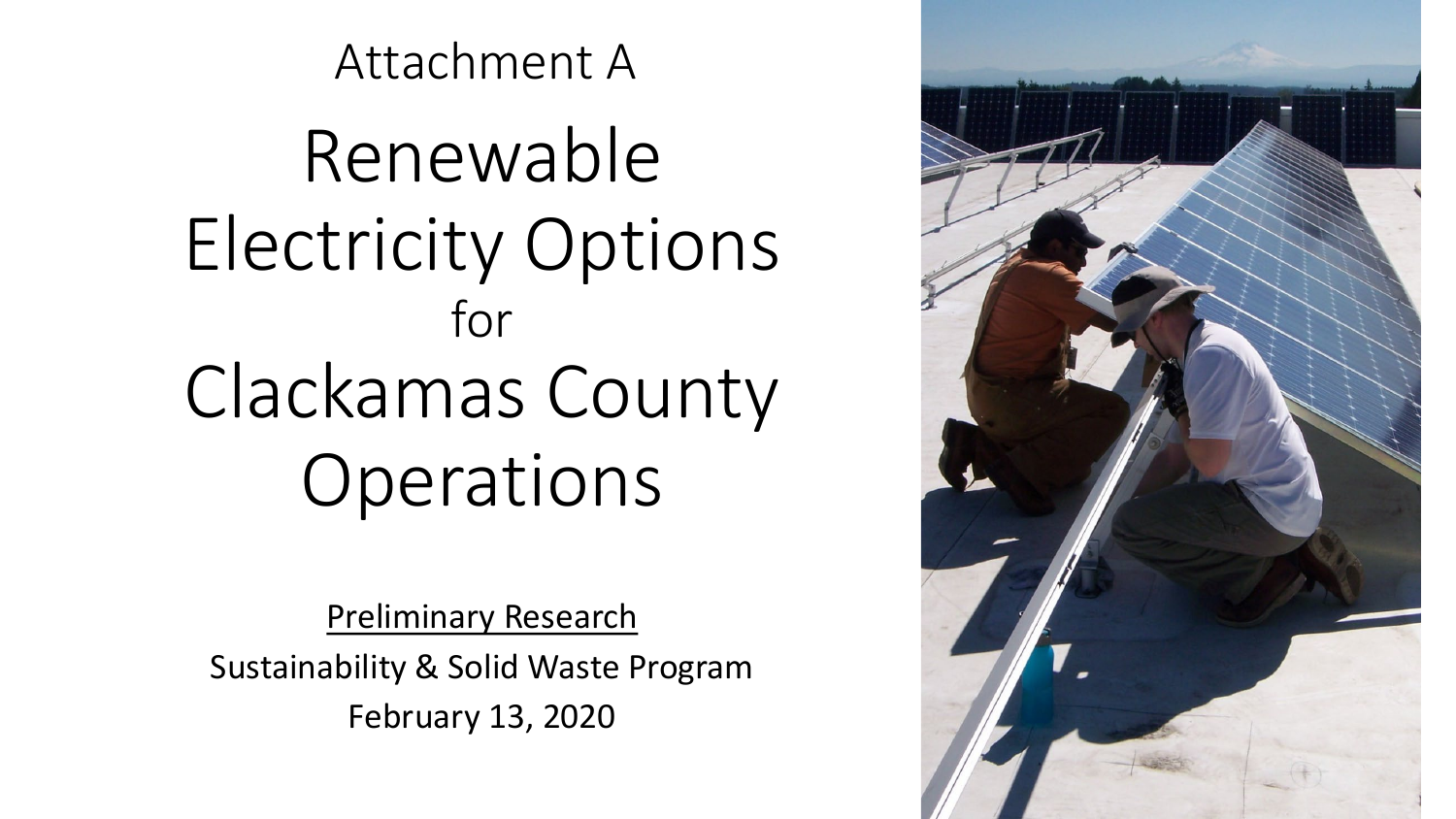Attachment A

# Renewable Electricity Options for Clackamas County Operations

Preliminary Research

Sustainability & Solid Waste Program

February 13, 2020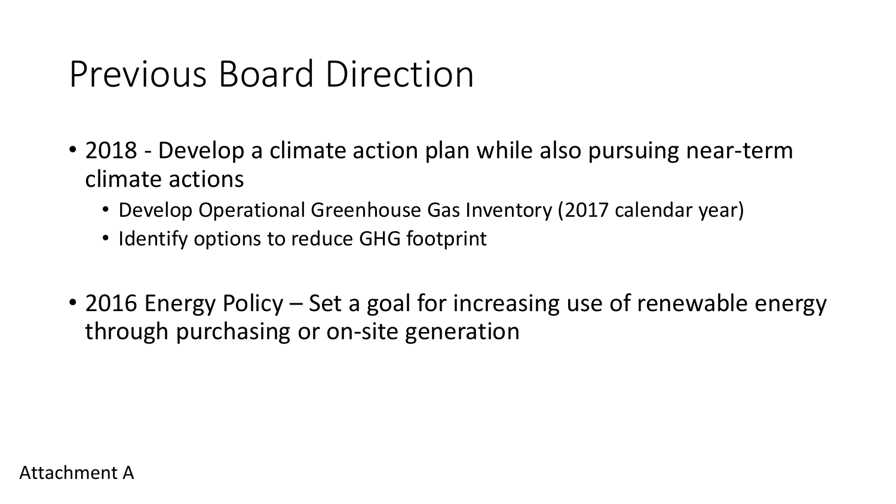# Previous Board Direction

- 2018 - Develop a climate action plan while also pursuing near-term climate actions
  - Develop Operational Greenhouse Gas Inventory (2017 calendar year)
  - Identify options to reduce GHG footprint

- 2016 Energy Policy – Set a goal for increasing use of renewable energy through purchasing or on-site generation

Attachment A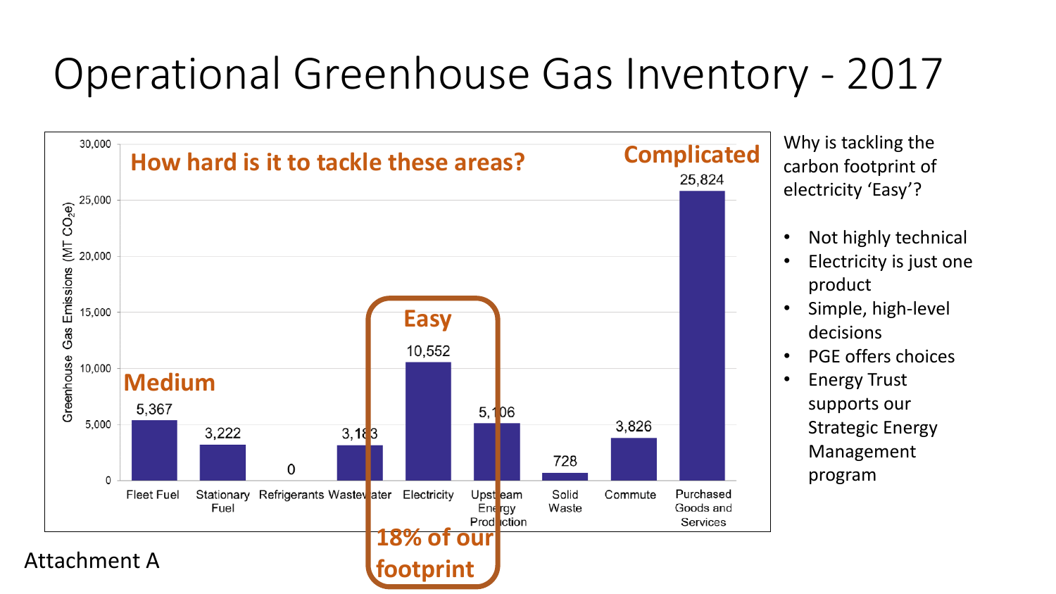# Operational Greenhouse Gas Inventory - 2017

**How hard is it to tackle these areas?**

| Category | Greenhouse Gas Emissions (MT $CO_2e$) | Difficulty |
|---|---|---|
| Fleet Fuel | 5,367 | Medium |
| Stationary Fuel | 3,222 | |
| Refrigerants | 0 | |
| Wastewater | 3,183 | |
| Electricity | 10,552 | Easy |
| Upstream Energy Production | 5,106 | |
| Solid Waste | 728 | |
| Commute | 3,826 | |
| Purchased Goods and Services | 25,824 | Complicated |

**Easy** — **18% of our footprint**

Why is tackling the carbon footprint of electricity 'Easy'?

- Not highly technical
- Electricity is just one product
- Simple, high-level decisions
- PGE offers choices
- Energy Trust supports our Strategic Energy Management program

Attachment A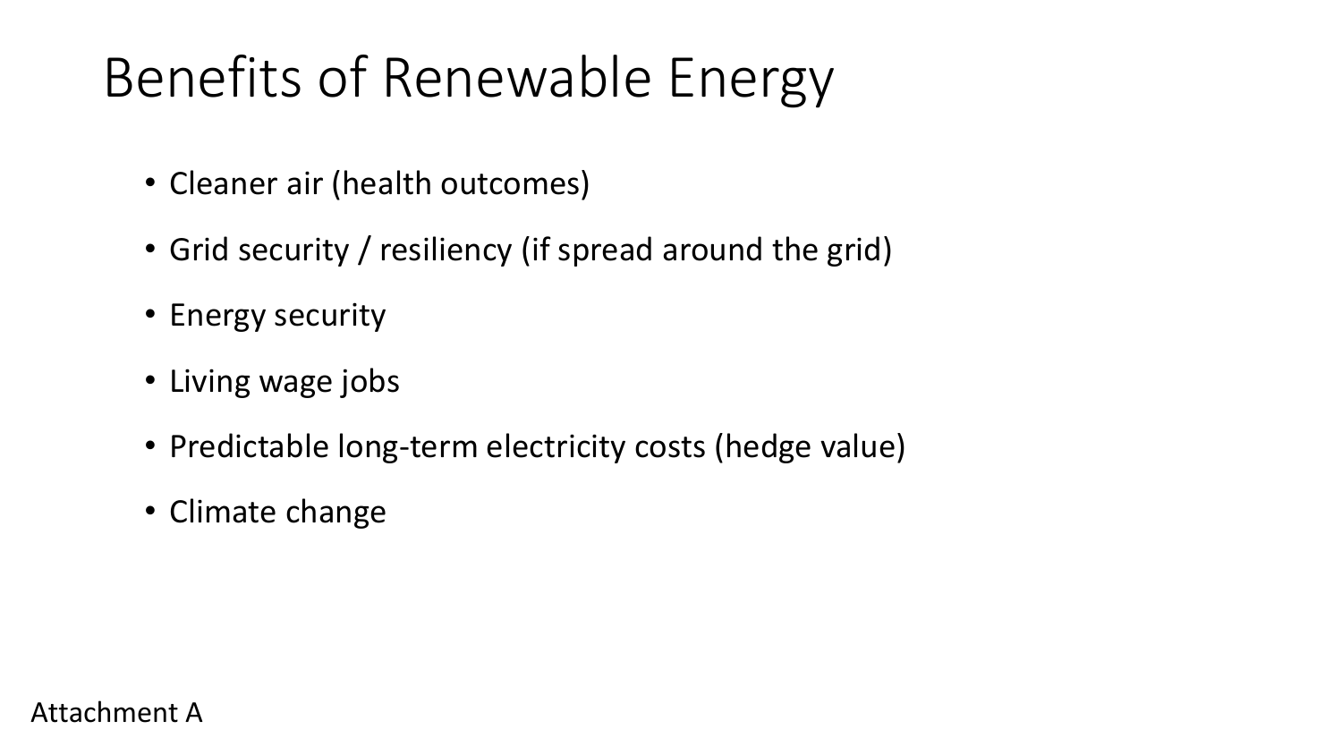# Benefits of Renewable Energy

- Cleaner air (health outcomes)
- Grid security / resiliency (if spread around the grid)
- Energy security
- Living wage jobs
- Predictable long-term electricity costs (hedge value)
- Climate change

Attachment A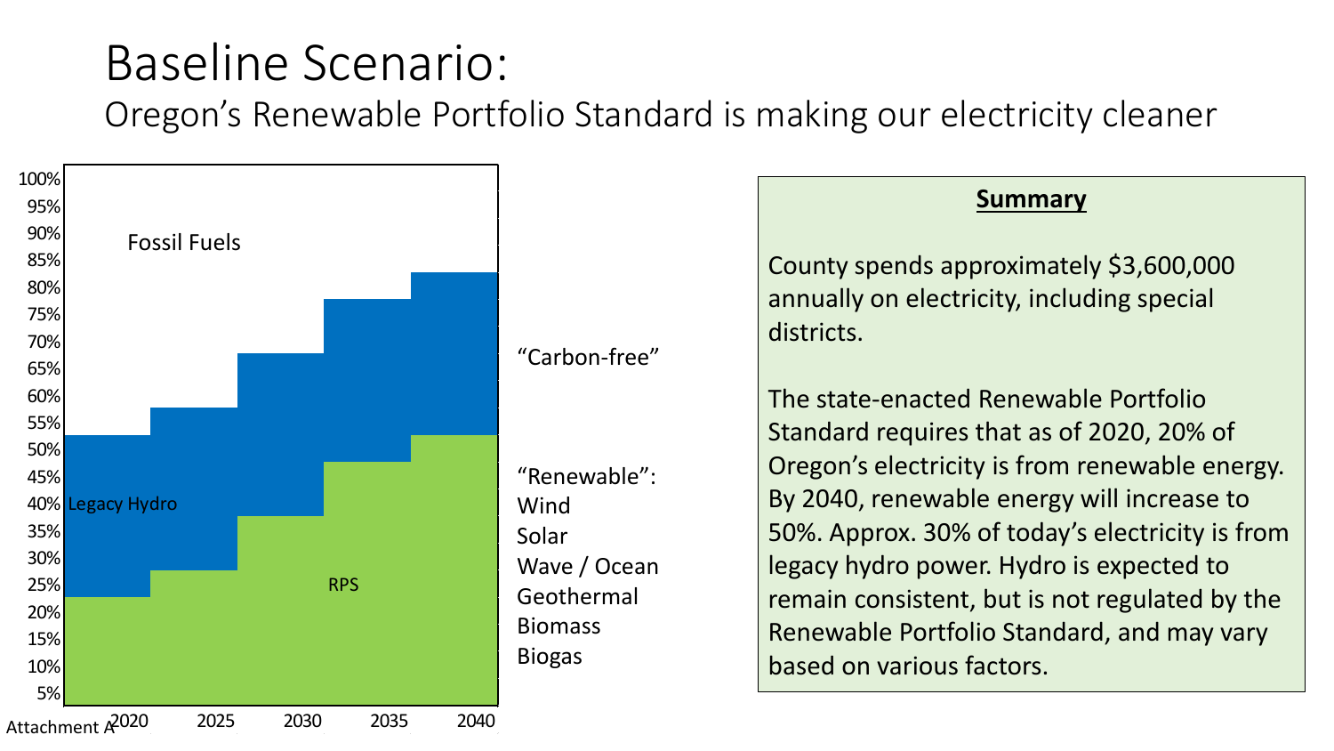# Baseline Scenario:

## Oregon's Renewable Portfolio Standard is making our electricity cleaner

Fossil Fuels

Legacy Hydro

RPS

"Carbon-free"

"Renewable":
Wind
Solar
Wave / Ocean
Geothermal
Biomass
Biogas

2020 2025 2030 2035 2040

### **Summary**

County spends approximately $3,600,000 annually on electricity, including special districts.

The state-enacted Renewable Portfolio Standard requires that as of 2020, 20% of Oregon's electricity is from renewable energy. By 2040, renewable energy will increase to 50%. Approx. 30% of today's electricity is from legacy hydro power. Hydro is expected to remain consistent, but is not regulated by the Renewable Portfolio Standard, and may vary based on various factors.

Attachment A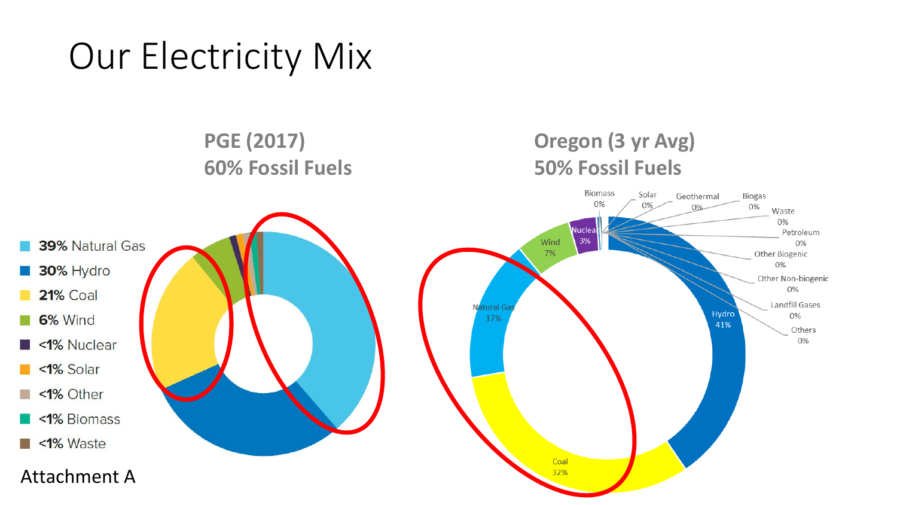# Our Electricity Mix

**PGE (2017)**
**60% Fossil Fuels**

- **39%** Natural Gas
- **30%** Hydro
- **21%** Coal
- **6%** Wind
- <1% Nuclear
- <1% Solar
- <1% Other
- <1% Biomass
- <1% Waste

**Oregon (3 yr Avg)**
**50% Fossil Fuels**

Biomass 0%, Solar 0%, Geothermal 0%, Biogas 0%, Waste 0%, Petroleum 0%, Other Biogenic 0%, Other Non-biogenic 0%, Landfill Gases 0%, Others 0%, Nuclear 3%, Wind 7%, Natural Gas 17%, Coal 32%, Hydro 41%

Attachment A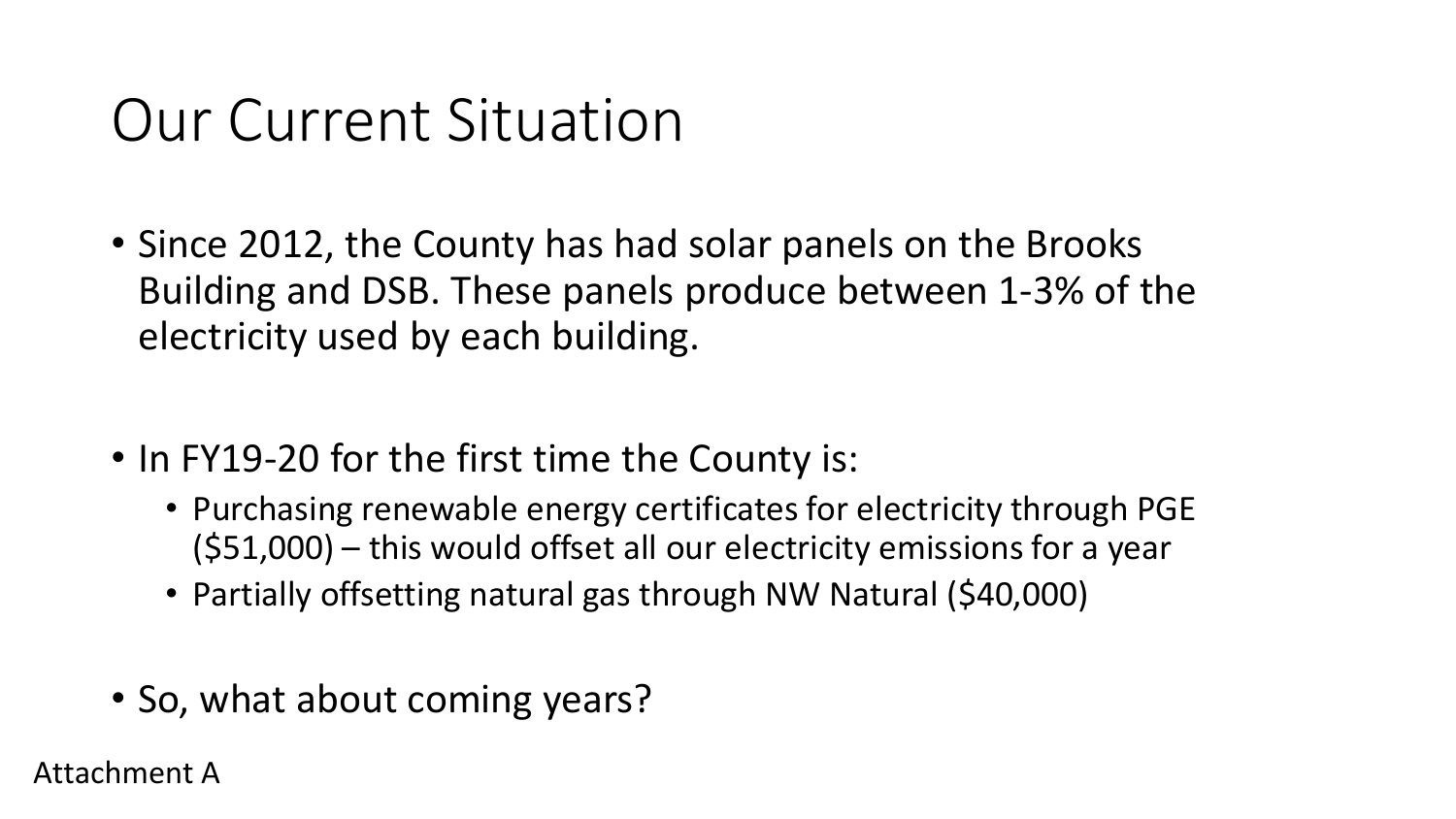# Our Current Situation

- Since 2012, the County has had solar panels on the Brooks Building and DSB. These panels produce between 1-3% of the electricity used by each building.

- In FY19-20 for the first time the County is:
  - Purchasing renewable energy certificates for electricity through PGE ($51,000) – this would offset all our electricity emissions for a year
  - Partially offsetting natural gas through NW Natural ($40,000)

- So, what about coming years?

Attachment A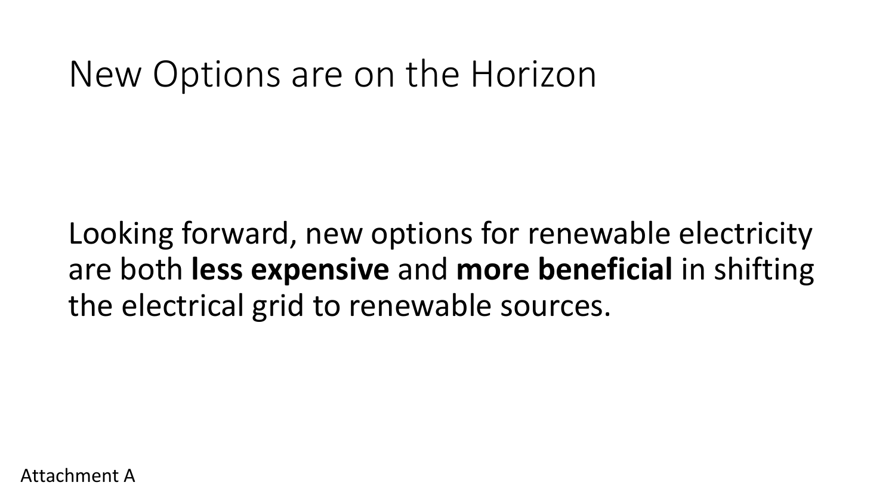# New Options are on the Horizon

Looking forward, new options for renewable electricity are both **less expensive** and **more beneficial** in shifting the electrical grid to renewable sources.

Attachment A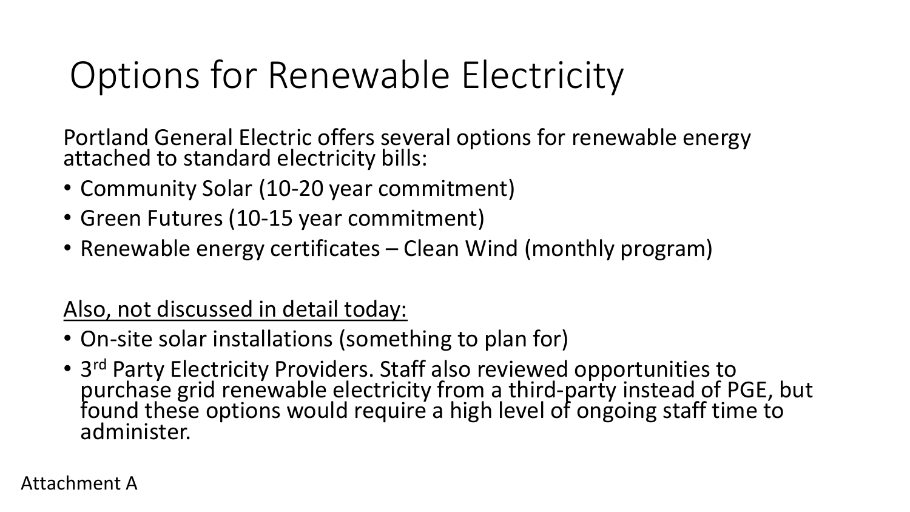# Options for Renewable Electricity

Portland General Electric offers several options for renewable energy attached to standard electricity bills:

- Community Solar (10-20 year commitment)
- Green Futures (10-15 year commitment)
- Renewable energy certificates – Clean Wind (monthly program)

<u>Also, not discussed in detail today:</u>

- On-site solar installations (something to plan for)
- 3rd Party Electricity Providers. Staff also reviewed opportunities to purchase grid renewable electricity from a third-party instead of PGE, but found these options would require a high level of ongoing staff time to administer.

Attachment A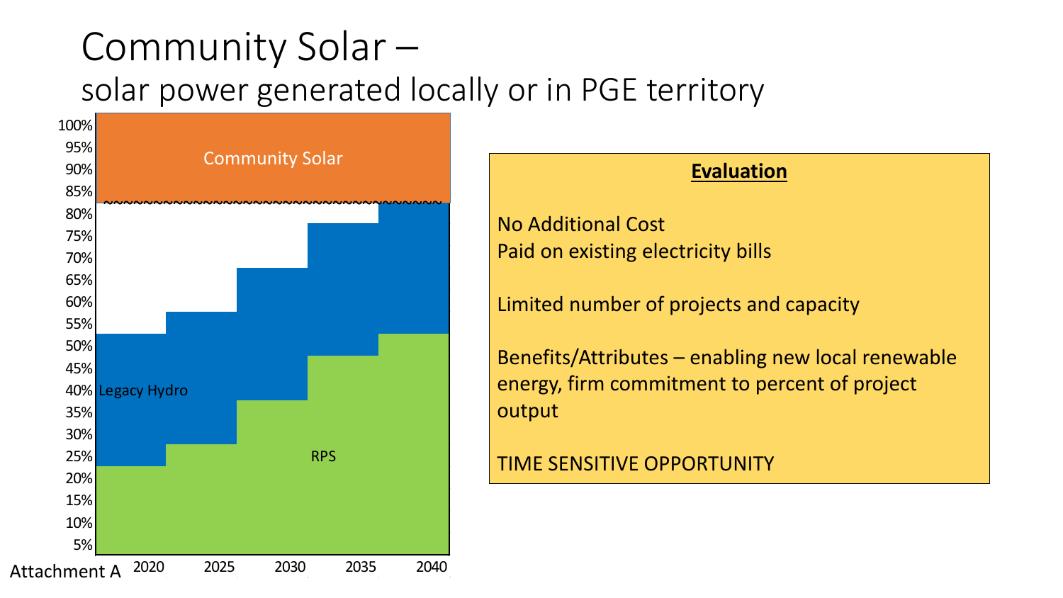# Community Solar –

## solar power generated locally or in PGE territory

Community Solar

Legacy Hydro

RPS

100%
95%
90%
85%
80%
75%
70%
65%
60%
55%
50%
45%
40%
35%
30%
25%
20%
15%
10%
5%

2020 2025 2030 2035 2040

Attachment A

**Evaluation**

No Additional Cost
Paid on existing electricity bills

Limited number of projects and capacity

Benefits/Attributes – enabling new local renewable energy, firm commitment to percent of project output

TIME SENSITIVE OPPORTUNITY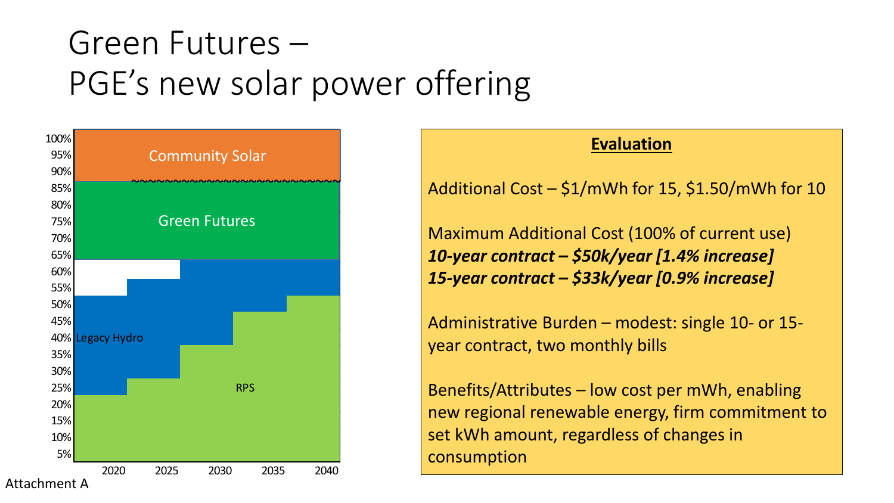# Green Futures – PGE's new solar power offering

Community Solar

Green Futures

Legacy Hydro

RPS

100%, 95%, 90%, 85%, 80%, 75%, 70%, 65%, 60%, 55%, 50%, 45%, 40%, 35%, 30%, 25%, 20%, 15%, 10%, 5%

2020, 2025, 2030, 2035, 2040

Attachment A

**Evaluation**

Additional Cost – $1/mWh for 15, $1.50/mWh for 10

Maximum Additional Cost (100% of current use)
***10-year contract – $50k/year [1.4% increase]***
***15-year contract – $33k/year [0.9% increase]***

Administrative Burden – modest: single 10- or 15-year contract, two monthly bills

Benefits/Attributes – low cost per mWh, enabling new regional renewable energy, firm commitment to set kWh amount, regardless of changes in consumption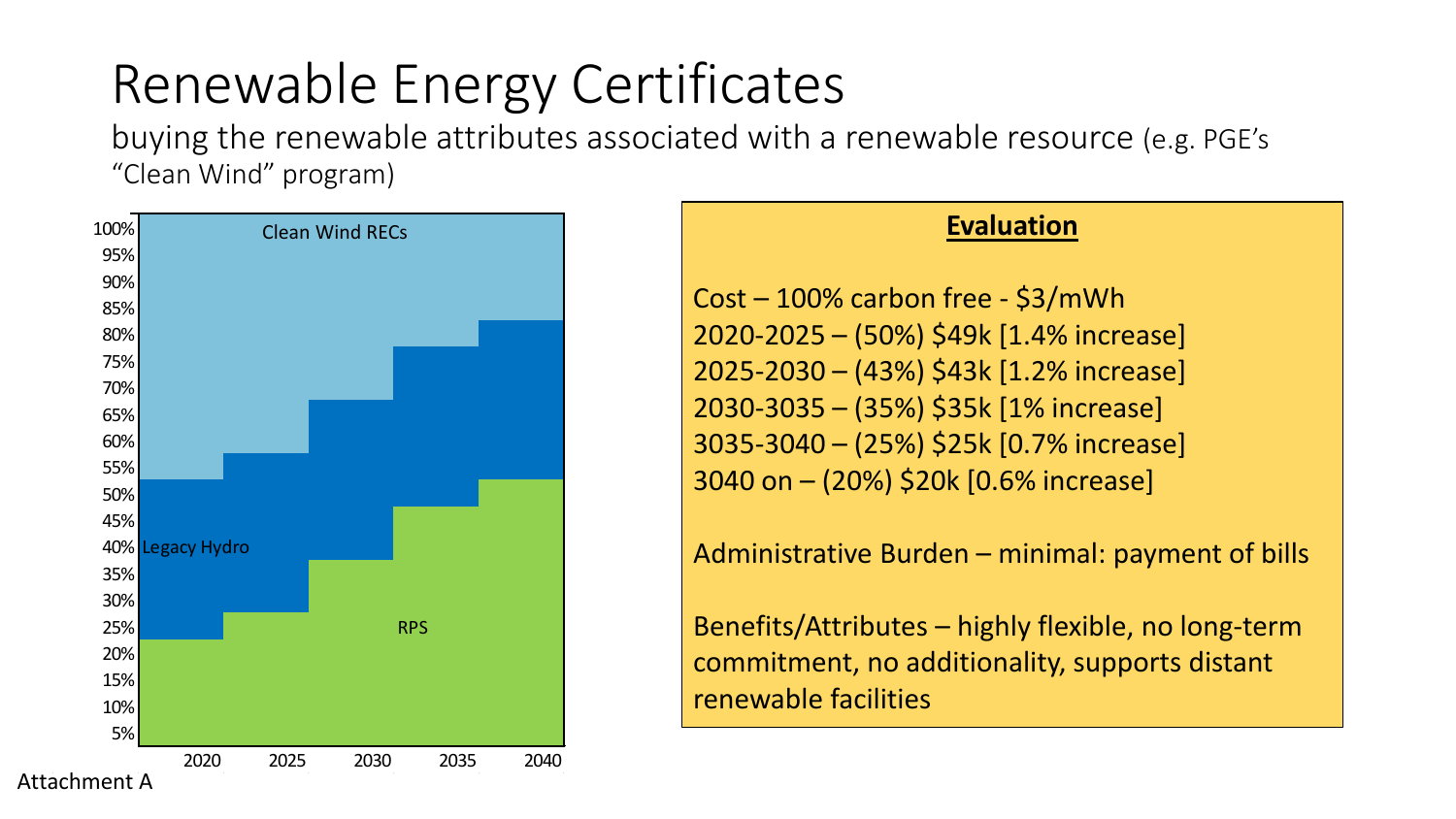# Renewable Energy Certificates

buying the renewable attributes associated with a renewable resource (e.g. PGE's "Clean Wind" program)

Clean Wind RECs

Legacy Hydro

RPS

100%
95%
90%
85%
80%
75%
70%
65%
60%
55%
50%
45%
40%
35%
30%
25%
20%
15%
10%
5%

2020 2025 2030 2035 2040

Attachment A

**Evaluation**

Cost – 100% carbon free - $3/mWh
2020-2025 – (50%) $49k [1.4% increase]
2025-2030 – (43%) $43k [1.2% increase]
2030-3035 – (35%) $35k [1% increase]
3035-3040 – (25%) $25k [0.7% increase]
3040 on – (20%) $20k [0.6% increase]

Administrative Burden – minimal: payment of bills

Benefits/Attributes – highly flexible, no long-term commitment, no additionality, supports distant renewable facilities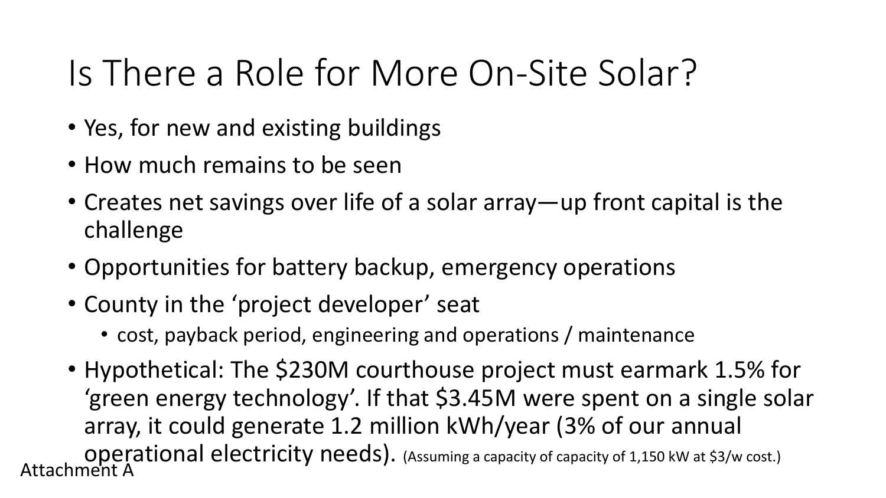# Is There a Role for More On-Site Solar?

- Yes, for new and existing buildings
- How much remains to be seen
- Creates net savings over life of a solar array—up front capital is the challenge
- Opportunities for battery backup, emergency operations
- County in the 'project developer' seat
  - cost, payback period, engineering and operations / maintenance
- Hypothetical: The $230M courthouse project must earmark 1.5% for 'green energy technology'. If that $3.45M were spent on a single solar array, it could generate 1.2 million kWh/year (3% of our annual operational electricity needs). (Assuming a capacity of capacity of 1,150 kW at $3/w cost.)

Attachment A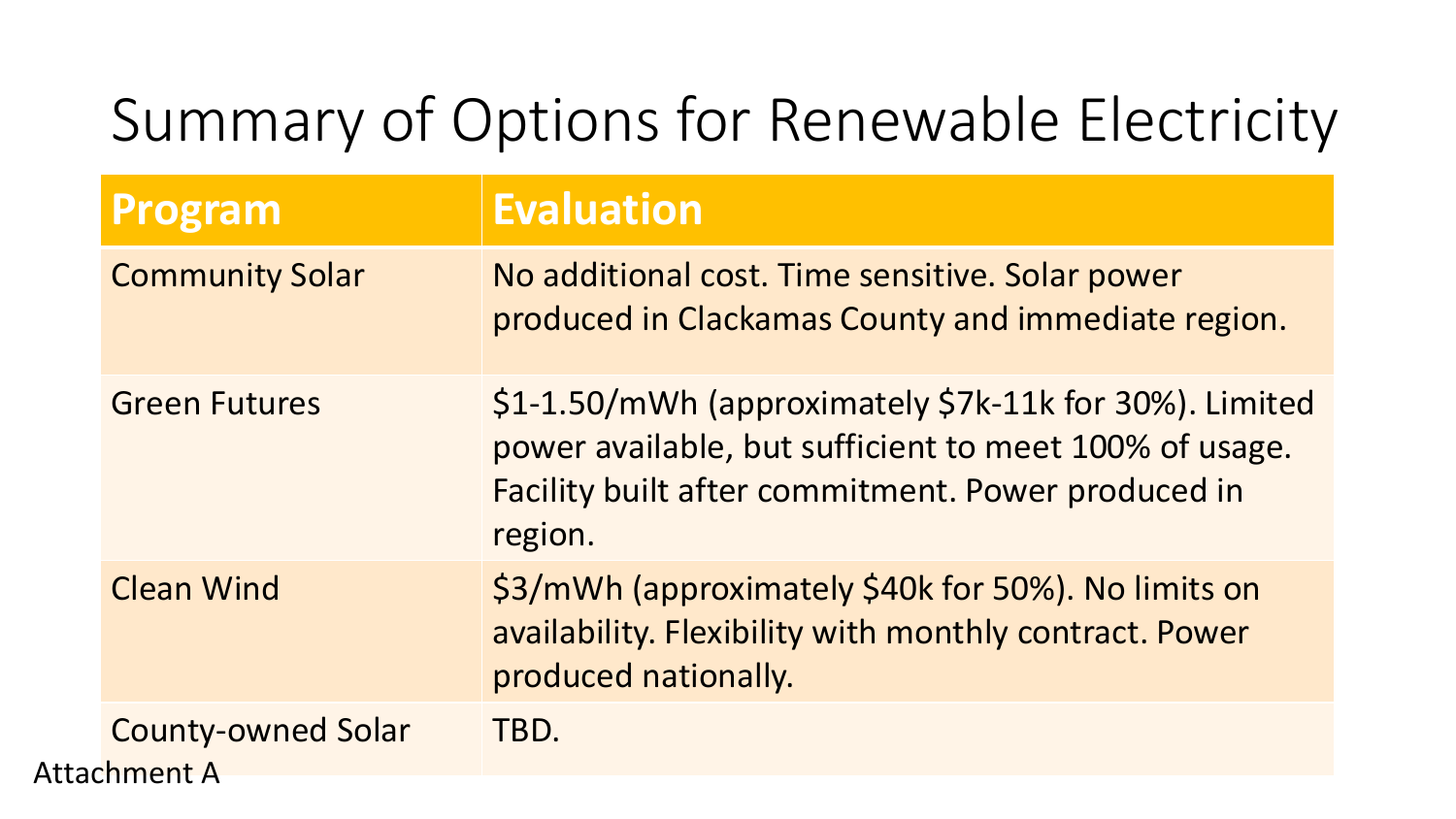# Summary of Options for Renewable Electricity

| Program | Evaluation |
|---|---|
| Community Solar | No additional cost. Time sensitive. Solar power produced in Clackamas County and immediate region. |
| Green Futures | $1-1.50/mWh (approximately $7k-11k for 30%). Limited power available, but sufficient to meet 100% of usage. Facility built after commitment. Power produced in region. |
| Clean Wind | $3/mWh (approximately $40k for 50%). No limits on availability. Flexibility with monthly contract. Power produced nationally. |
| County-owned Solar | TBD. |

Attachment A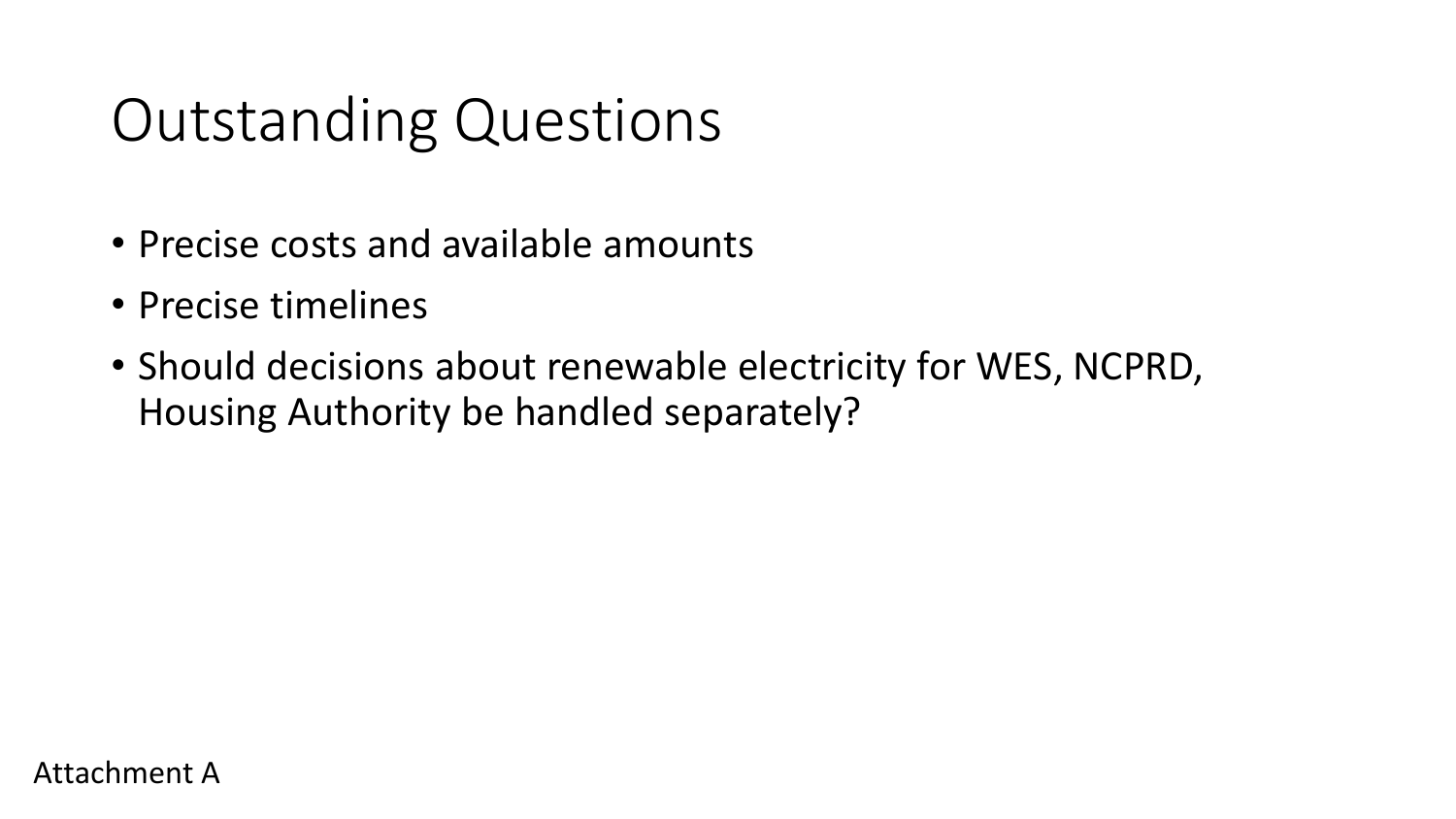# Outstanding Questions

- Precise costs and available amounts
- Precise timelines
- Should decisions about renewable electricity for WES, NCPRD, Housing Authority be handled separately?

Attachment A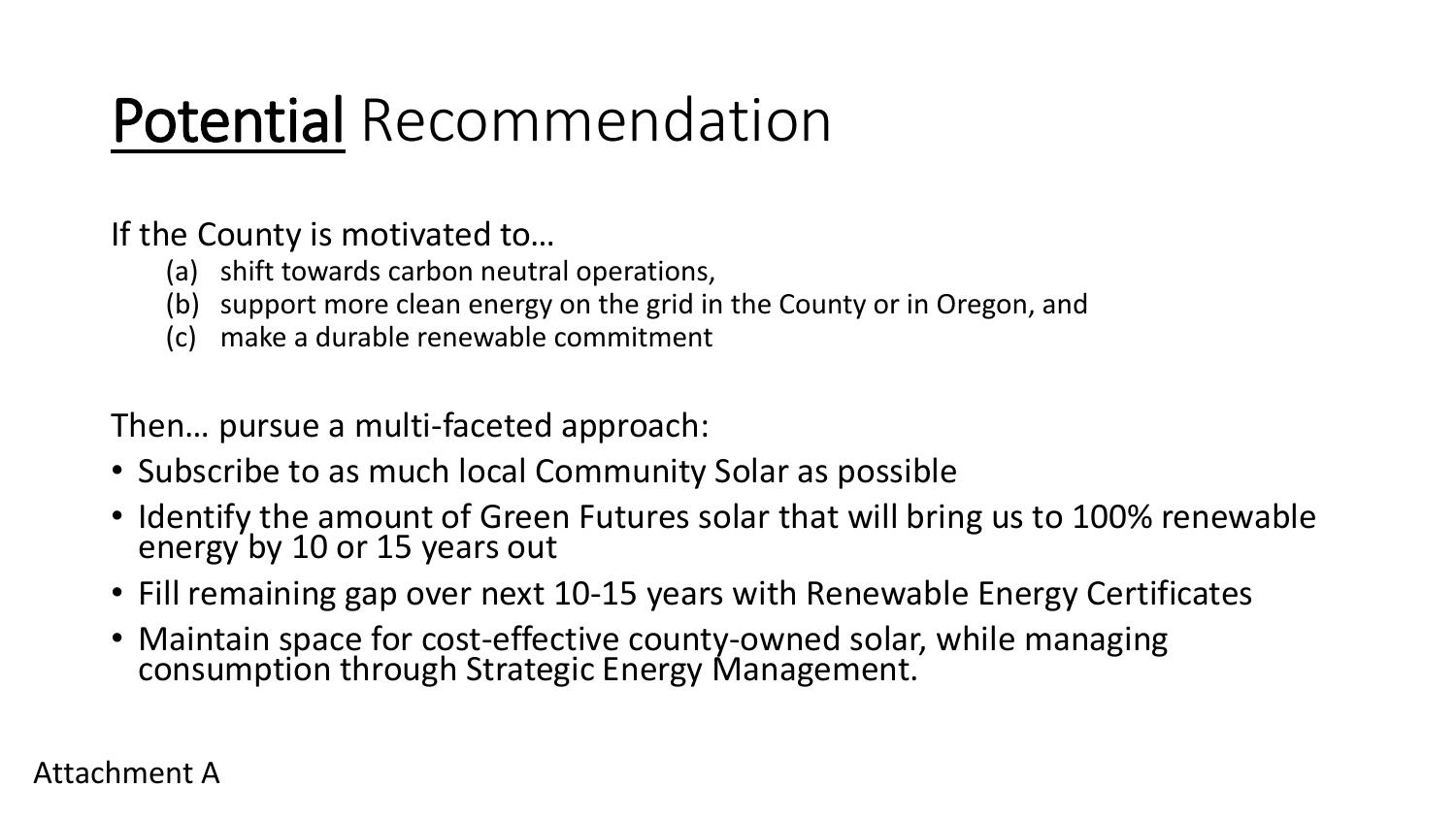# <u>Potential</u> Recommendation

If the County is motivated to…

(a) shift towards carbon neutral operations,
(b) support more clean energy on the grid in the County or in Oregon, and
(c) make a durable renewable commitment

Then… pursue a multi-faceted approach:

- Subscribe to as much local Community Solar as possible
- Identify the amount of Green Futures solar that will bring us to 100% renewable energy by 10 or 15 years out
- Fill remaining gap over next 10-15 years with Renewable Energy Certificates
- Maintain space for cost-effective county-owned solar, while managing consumption through Strategic Energy Management.

Attachment A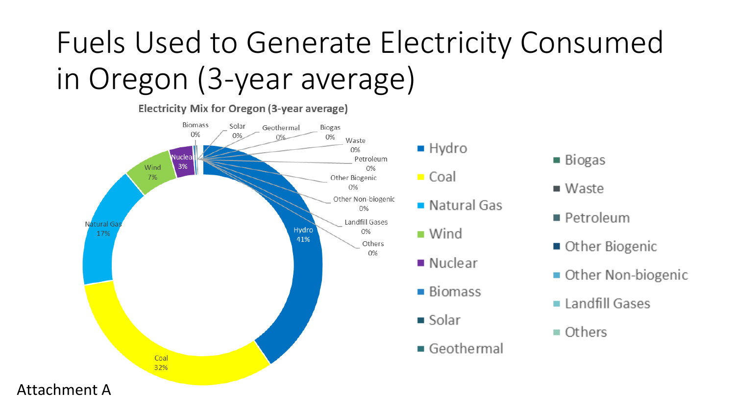# Fuels Used to Generate Electricity Consumed in Oregon (3-year average)

**Electricity Mix for Oregon (3-year average)**

| Fuel | Share |
|---|---|
| Hydro | 41% |
| Coal | 32% |
| Natural Gas | 17% |
| Wind | 7% |
| Nuclear | 3% |
| Biomass | 0% |
| Solar | 0% |
| Geothermal | 0% |
| Biogas | 0% |
| Waste | 0% |
| Petroleum | 0% |
| Other Biogenic | 0% |
| Other Non-biogenic | 0% |
| Landfill Gases | 0% |
| Others | 0% |

Attachment A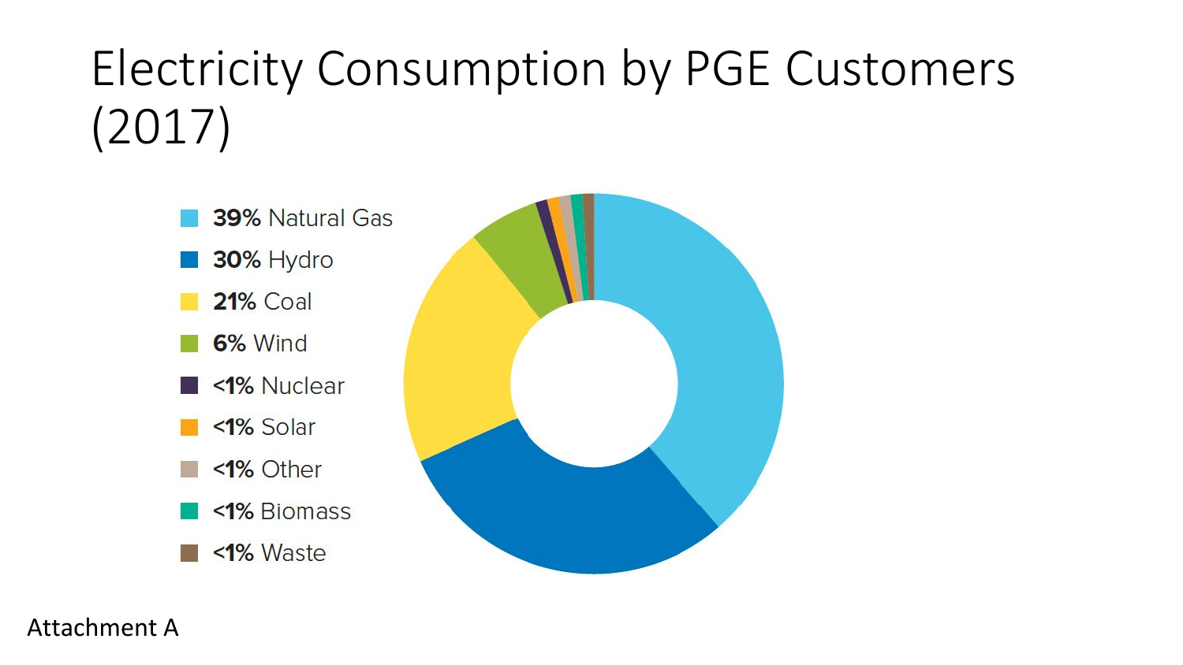# Electricity Consumption by PGE Customers (2017)

39% Natural Gas
30% Hydro
21% Coal
6% Wind
<1% Nuclear
<1% Solar
<1% Other
<1% Biomass
<1% Waste

Attachment A